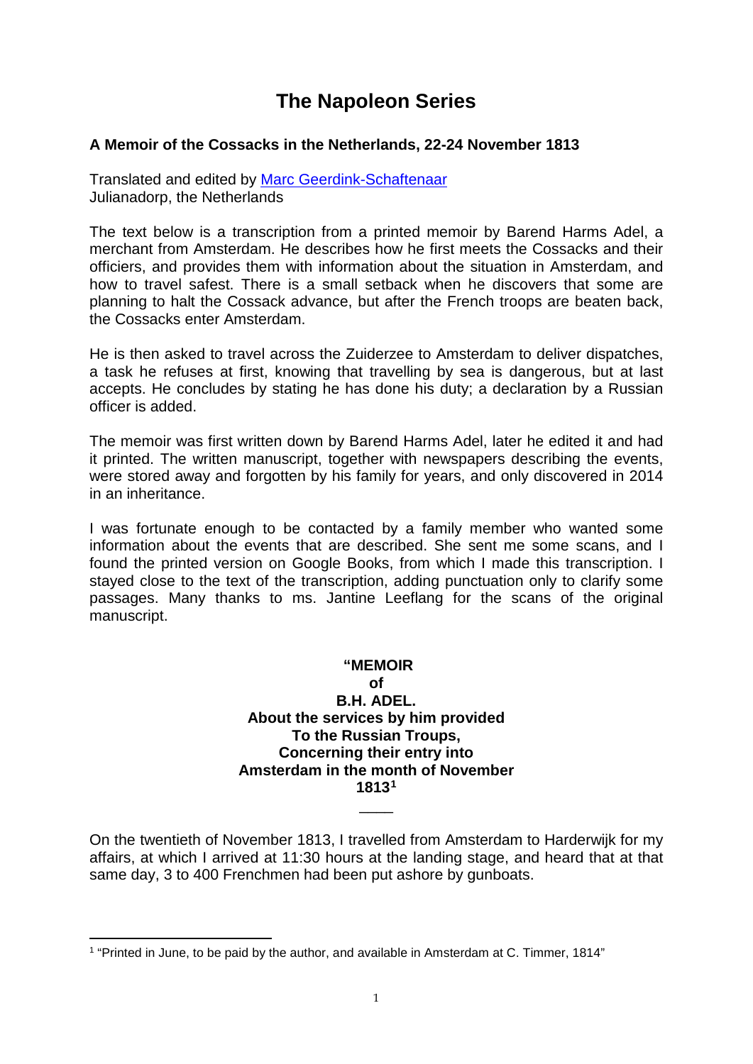# The Napoleon Series

**A Memoir of the Cossacks in the Netherlands, 22-24 November 1813**

Translated and edited by [Marc Geerdink-Schaftenaar]
Julianadorp, the Netherlands

The text below is a transcription from a printed memoir by Barend Harms Adel, a merchant from Amsterdam. He describes how he first meets the Cossacks and their officiers, and provides them with information about the situation in Amsterdam, and how to travel safest. There is a small setback when he discovers that some are planning to halt the Cossack advance, but after the French troops are beaten back, the Cossacks enter Amsterdam.

He is then asked to travel across the Zuiderzee to Amsterdam to deliver dispatches, a task he refuses at first, knowing that travelling by sea is dangerous, but at last accepts. He concludes by stating he has done his duty; a declaration by a Russian officer is added.

The memoir was first written down by Barend Harms Adel, later he edited it and had it printed. The written manuscript, together with newspapers describing the events, were stored away and forgotten by his family for years, and only discovered in 2014 in an inheritance.

I was fortunate enough to be contacted by a family member who wanted some information about the events that are described. She sent me some scans, and I found the printed version on Google Books, from which I made this transcription. I stayed close to the text of the transcription, adding punctuation only to clarify some passages. Many thanks to ms. Jantine Leeflang for the scans of the original manuscript.

**"MEMOIR**
**of**
**B.H. ADEL.**
**About the services by him provided**
**To the Russian Troups,**
**Concerning their entry into**
**Amsterdam in the month of November**
**1813[1]**

____

On the twentieth of November 1813, I travelled from Amsterdam to Harderwijk for my affairs, at which I arrived at 11:30 hours at the landing stage, and heard that at that same day, 3 to 400 Frenchmen had been put ashore by gunboats.

[1] "Printed in June, to be paid by the author, and available in Amsterdam at C. Timmer, 1814"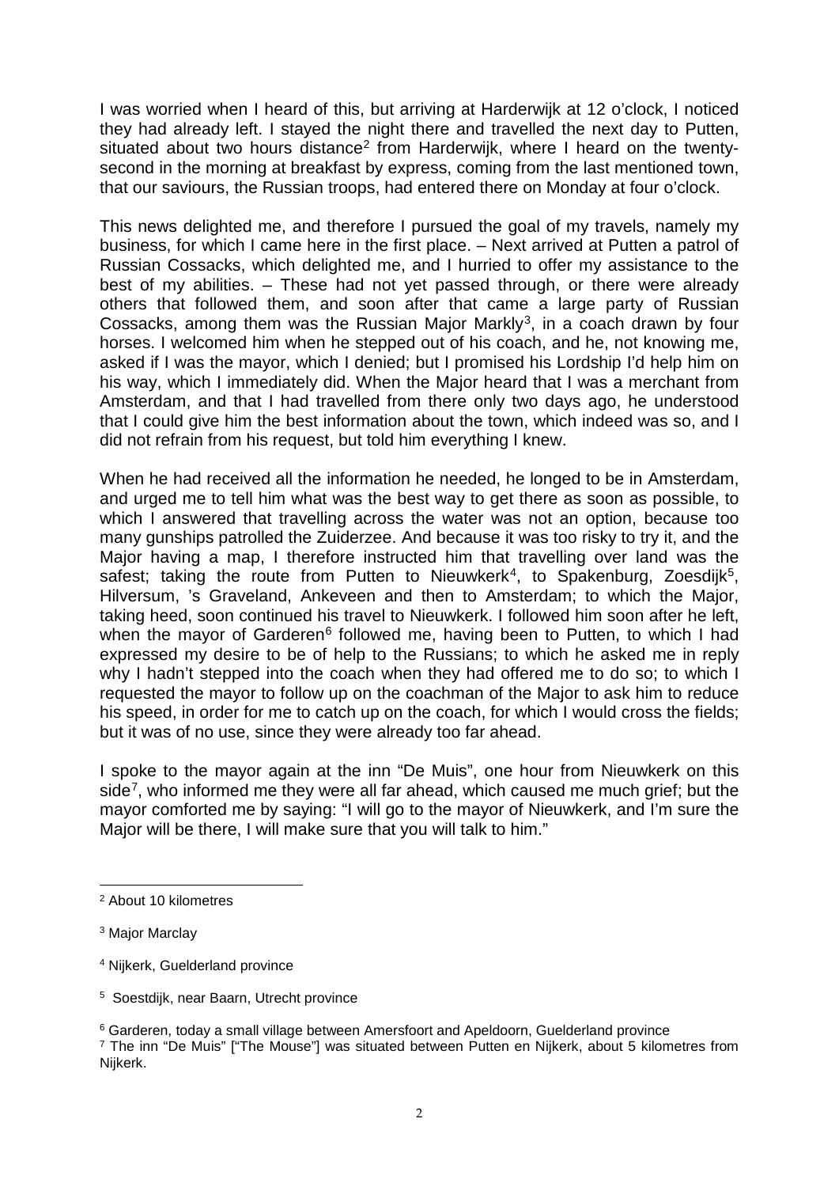I was worried when I heard of this, but arriving at Harderwijk at 12 o'clock, I noticed they had already left. I stayed the night there and travelled the next day to Putten, situated about two hours distance[2] from Harderwijk, where I heard on the twenty-second in the morning at breakfast by express, coming from the last mentioned town, that our saviours, the Russian troops, had entered there on Monday at four o'clock.

This news delighted me, and therefore I pursued the goal of my travels, namely my business, for which I came here in the first place. – Next arrived at Putten a patrol of Russian Cossacks, which delighted me, and I hurried to offer my assistance to the best of my abilities. – These had not yet passed through, or there were already others that followed them, and soon after that came a large party of Russian Cossacks, among them was the Russian Major Markly[3], in a coach drawn by four horses. I welcomed him when he stepped out of his coach, and he, not knowing me, asked if I was the mayor, which I denied; but I promised his Lordship I'd help him on his way, which I immediately did. When the Major heard that I was a merchant from Amsterdam, and that I had travelled from there only two days ago, he understood that I could give him the best information about the town, which indeed was so, and I did not refrain from his request, but told him everything I knew.

When he had received all the information he needed, he longed to be in Amsterdam, and urged me to tell him what was the best way to get there as soon as possible, to which I answered that travelling across the water was not an option, because too many gunships patrolled the Zuiderzee. And because it was too risky to try it, and the Major having a map, I therefore instructed him that travelling over land was the safest; taking the route from Putten to Nieuwkerk[4], to Spakenburg, Zoesdijk[5], Hilversum, 's Graveland, Ankeveen and then to Amsterdam; to which the Major, taking heed, soon continued his travel to Nieuwkerk. I followed him soon after he left, when the mayor of Garderen[6] followed me, having been to Putten, to which I had expressed my desire to be of help to the Russians; to which he asked me in reply why I hadn't stepped into the coach when they had offered me to do so; to which I requested the mayor to follow up on the coachman of the Major to ask him to reduce his speed, in order for me to catch up on the coach, for which I would cross the fields; but it was of no use, since they were already too far ahead.

I spoke to the mayor again at the inn "De Muis", one hour from Nieuwkerk on this side[7], who informed me they were all far ahead, which caused me much grief; but the mayor comforted me by saying: "I will go to the mayor of Nieuwkerk, and I'm sure the Major will be there, I will make sure that you will talk to him."

---

[2] About 10 kilometres

[3] Major Marclay

[4] Nijkerk, Guelderland province

[5] Soestdijk, near Baarn, Utrecht province

[6] Garderen, today a small village between Amersfoort and Apeldoorn, Guelderland province

[7] The inn "De Muis" ["The Mouse"] was situated between Putten en Nijkerk, about 5 kilometres from Nijkerk.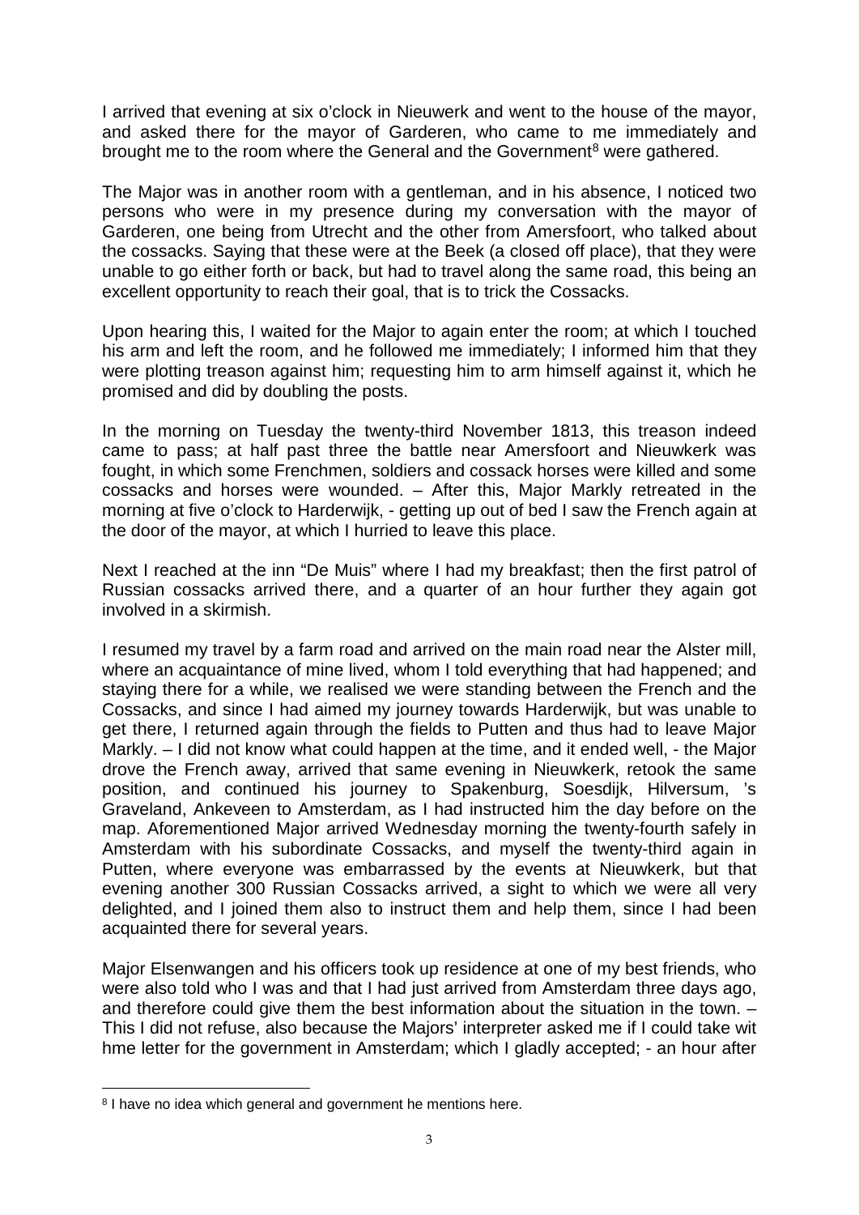I arrived that evening at six o'clock in Nieuwerk and went to the house of the mayor, and asked there for the mayor of Garderen, who came to me immediately and brought me to the room where the General and the Government[8] were gathered.

The Major was in another room with a gentleman, and in his absence, I noticed two persons who were in my presence during my conversation with the mayor of Garderen, one being from Utrecht and the other from Amersfoort, who talked about the cossacks. Saying that these were at the Beek (a closed off place), that they were unable to go either forth or back, but had to travel along the same road, this being an excellent opportunity to reach their goal, that is to trick the Cossacks.

Upon hearing this, I waited for the Major to again enter the room; at which I touched his arm and left the room, and he followed me immediately; I informed him that they were plotting treason against him; requesting him to arm himself against it, which he promised and did by doubling the posts.

In the morning on Tuesday the twenty-third November 1813, this treason indeed came to pass; at half past three the battle near Amersfoort and Nieuwkerk was fought, in which some Frenchmen, soldiers and cossack horses were killed and some cossacks and horses were wounded. – After this, Major Markly retreated in the morning at five o'clock to Harderwijk, - getting up out of bed I saw the French again at the door of the mayor, at which I hurried to leave this place.

Next I reached at the inn "De Muis" where I had my breakfast; then the first patrol of Russian cossacks arrived there, and a quarter of an hour further they again got involved in a skirmish.

I resumed my travel by a farm road and arrived on the main road near the Alster mill, where an acquaintance of mine lived, whom I told everything that had happened; and staying there for a while, we realised we were standing between the French and the Cossacks, and since I had aimed my journey towards Harderwijk, but was unable to get there, I returned again through the fields to Putten and thus had to leave Major Markly. – I did not know what could happen at the time, and it ended well, - the Major drove the French away, arrived that same evening in Nieuwkerk, retook the same position, and continued his journey to Spakenburg, Soesdijk, Hilversum, 's Graveland, Ankeveen to Amsterdam, as I had instructed him the day before on the map. Aforementioned Major arrived Wednesday morning the twenty-fourth safely in Amsterdam with his subordinate Cossacks, and myself the twenty-third again in Putten, where everyone was embarrassed by the events at Nieuwkerk, but that evening another 300 Russian Cossacks arrived, a sight to which we were all very delighted, and I joined them also to instruct them and help them, since I had been acquainted there for several years.

Major Elsenwangen and his officers took up residence at one of my best friends, who were also told who I was and that I had just arrived from Amsterdam three days ago, and therefore could give them the best information about the situation in the town. – This I did not refuse, also because the Majors' interpreter asked me if I could take wit hme letter for the government in Amsterdam; which I gladly accepted; - an hour after

---

[8] I have no idea which general and government he mentions here.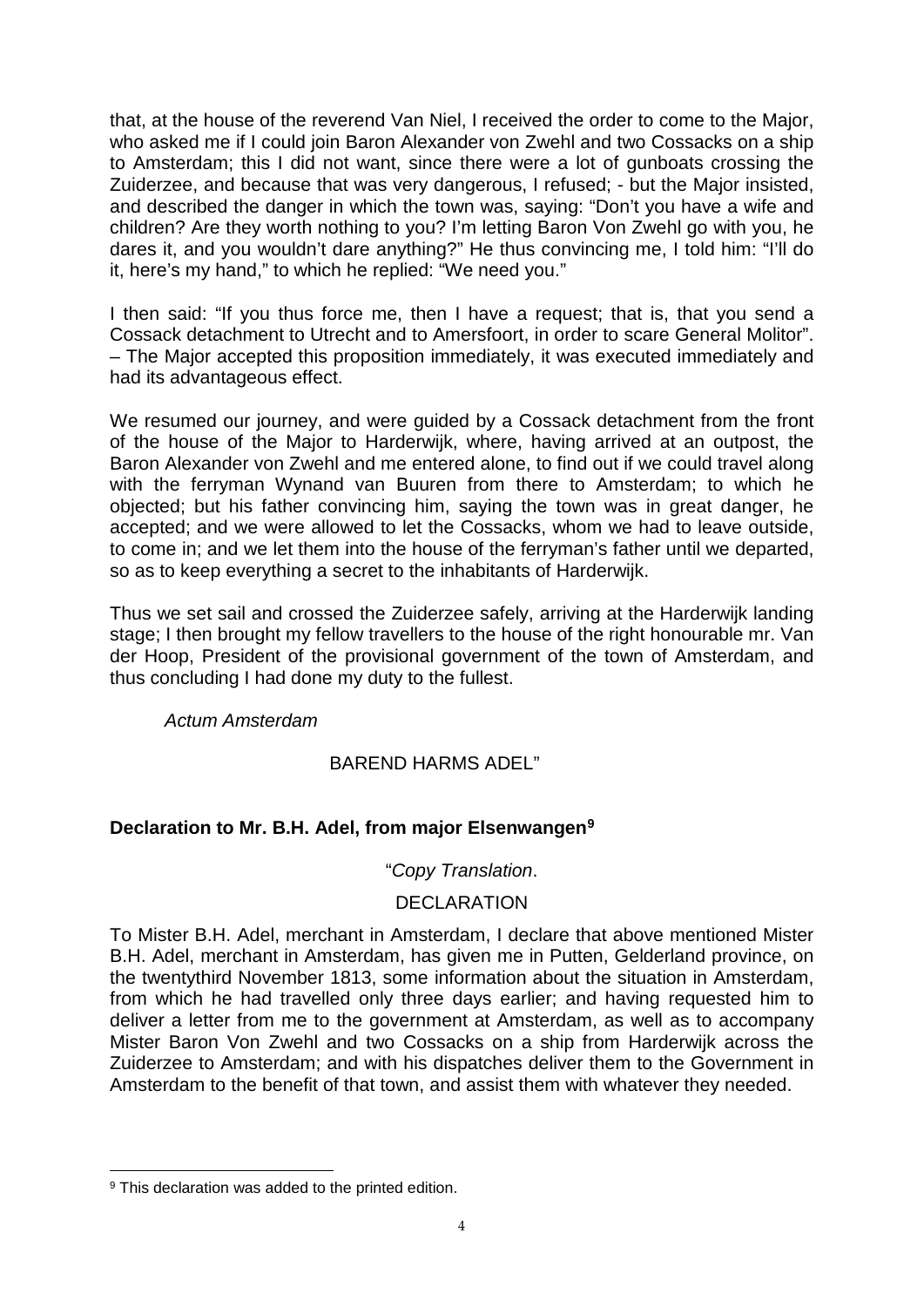that, at the house of the reverend Van Niel, I received the order to come to the Major, who asked me if I could join Baron Alexander von Zwehl and two Cossacks on a ship to Amsterdam; this I did not want, since there were a lot of gunboats crossing the Zuiderzee, and because that was very dangerous, I refused; - but the Major insisted, and described the danger in which the town was, saying: "Don't you have a wife and children? Are they worth nothing to you? I'm letting Baron Von Zwehl go with you, he dares it, and you wouldn't dare anything?" He thus convincing me, I told him: "I'll do it, here's my hand," to which he replied: "We need you."

I then said: "If you thus force me, then I have a request; that is, that you send a Cossack detachment to Utrecht and to Amersfoort, in order to scare General Molitor". – The Major accepted this proposition immediately, it was executed immediately and had its advantageous effect.

We resumed our journey, and were guided by a Cossack detachment from the front of the house of the Major to Harderwijk, where, having arrived at an outpost, the Baron Alexander von Zwehl and me entered alone, to find out if we could travel along with the ferryman Wynand van Buuren from there to Amsterdam; to which he objected; but his father convincing him, saying the town was in great danger, he accepted; and we were allowed to let the Cossacks, whom we had to leave outside, to come in; and we let them into the house of the ferryman's father until we departed, so as to keep everything a secret to the inhabitants of Harderwijk.

Thus we set sail and crossed the Zuiderzee safely, arriving at the Harderwijk landing stage; I then brought my fellow travellers to the house of the right honourable mr. Van der Hoop, President of the provisional government of the town of Amsterdam, and thus concluding I had done my duty to the fullest.

*Actum Amsterdam*

BAREND HARMS ADEL"

**Declaration to Mr. B.H. Adel, from major Elsenwangen[9]**

"*Copy Translation*.

DECLARATION

To Mister B.H. Adel, merchant in Amsterdam, I declare that above mentioned Mister B.H. Adel, merchant in Amsterdam, has given me in Putten, Gelderland province, on the twentythird November 1813, some information about the situation in Amsterdam, from which he had travelled only three days earlier; and having requested him to deliver a letter from me to the government at Amsterdam, as well as to accompany Mister Baron Von Zwehl and two Cossacks on a ship from Harderwijk across the Zuiderzee to Amsterdam; and with his dispatches deliver them to the Government in Amsterdam to the benefit of that town, and assist them with whatever they needed.

[9] This declaration was added to the printed edition.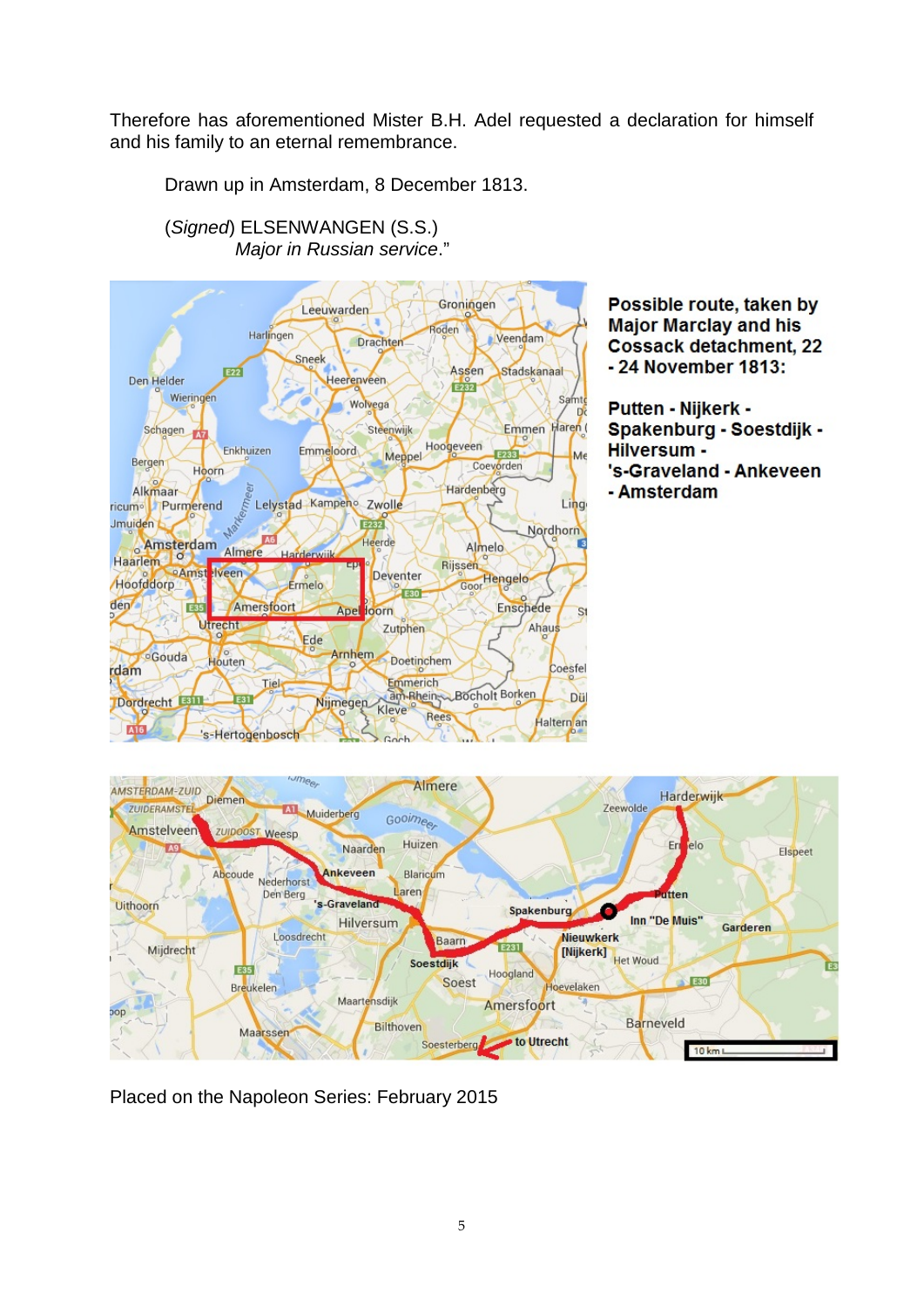Therefore has aforementioned Mister B.H. Adel requested a declaration for himself and his family to an eternal remembrance.

Drawn up in Amsterdam, 8 December 1813.

(*Signed*) ELSENWANGEN (S.S.)
*Major in Russian service*."

**Possible route, taken by Major Marclay and his Cossack detachment, 22 - 24 November 1813:**

**Putten - Nijkerk - Spakenburg - Soestdijk - Hilversum - 's-Graveland - Ankeveen - Amsterdam**

Placed on the Napoleon Series: February 2015